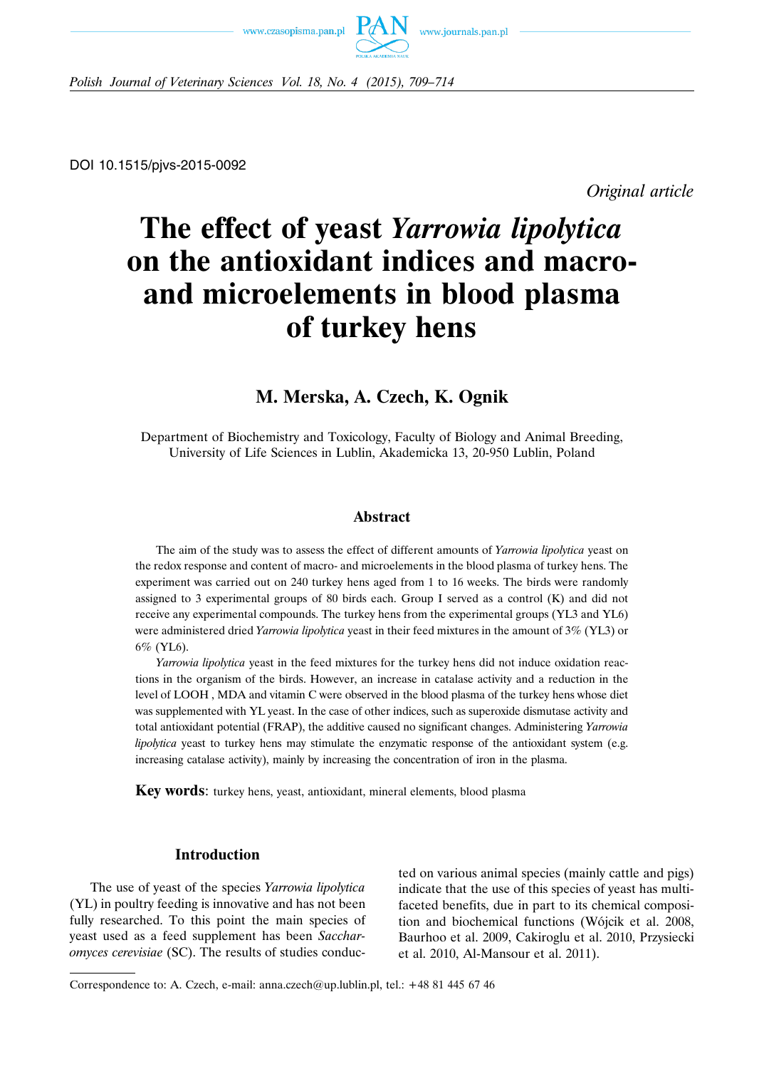DOI 10.1515/pjvs-2015-0092

*Original article*

# The effect of yeast *Yarrowia lipolytica* on the antioxidant indices and macro- and microelements in blood plasma of turkey hens

## M. Merska, A. Czech, K. Ognik

Department of Biochemistry and Toxicology, Faculty of Biology and Animal Breeding, University of Life Sciences in Lublin, Akademicka 13, 20-950 Lublin, Poland

### Abstract

The aim of the study was to assess the effect of different amounts of *Yarrowia lipolytica* yeast on the redox response and content of macro- and microelements in the blood plasma of turkey hens. The experiment was carried out on 240 turkey hens aged from 1 to 16 weeks. The birds were randomly assigned to 3 experimental groups of 80 birds each. Group I served as a control (K) and did not receive any experimental compounds. The turkey hens from the experimental groups (YL3 and YL6) were administered dried *Yarrowia lipolytica* yeast in their feed mixtures in the amount of 3% (YL3) or 6% (YL6).

*Yarrowia lipolytica* yeast in the feed mixtures for the turkey hens did not induce oxidation reactions in the organism of the birds. However, an increase in catalase activity and a reduction in the level of LOOH , MDA and vitamin C were observed in the blood plasma of the turkey hens whose diet was supplemented with YL yeast. In the case of other indices, such as superoxide dismutase activity and total antioxidant potential (FRAP), the additive caused no significant changes. Administering *Yarrowia lipolytica* yeast to turkey hens may stimulate the enzymatic response of the antioxidant system (e.g. increasing catalase activity), mainly by increasing the concentration of iron in the plasma.

**Key words**: turkey hens, yeast, antioxidant, mineral elements, blood plasma

### Introduction

The use of yeast of the species *Yarrowia lipolytica* (YL) in poultry feeding is innovative and has not been fully researched. To this point the main species of yeast used as a feed supplement has been *Saccharomyces cerevisiae* (SC). The results of studies conducted on various animal species (mainly cattle and pigs) indicate that the use of this species of yeast has multifaceted benefits, due in part to its chemical composition and biochemical functions (Wójcik et al. 2008, Baurhoo et al. 2009, Cakiroglu et al. 2010, Przysiecki et al. 2010, Al-Mansour et al. 2011).

Correspondence to: A. Czech, e-mail: anna.czech@up.lublin.pl, tel.: +48 81 445 67 46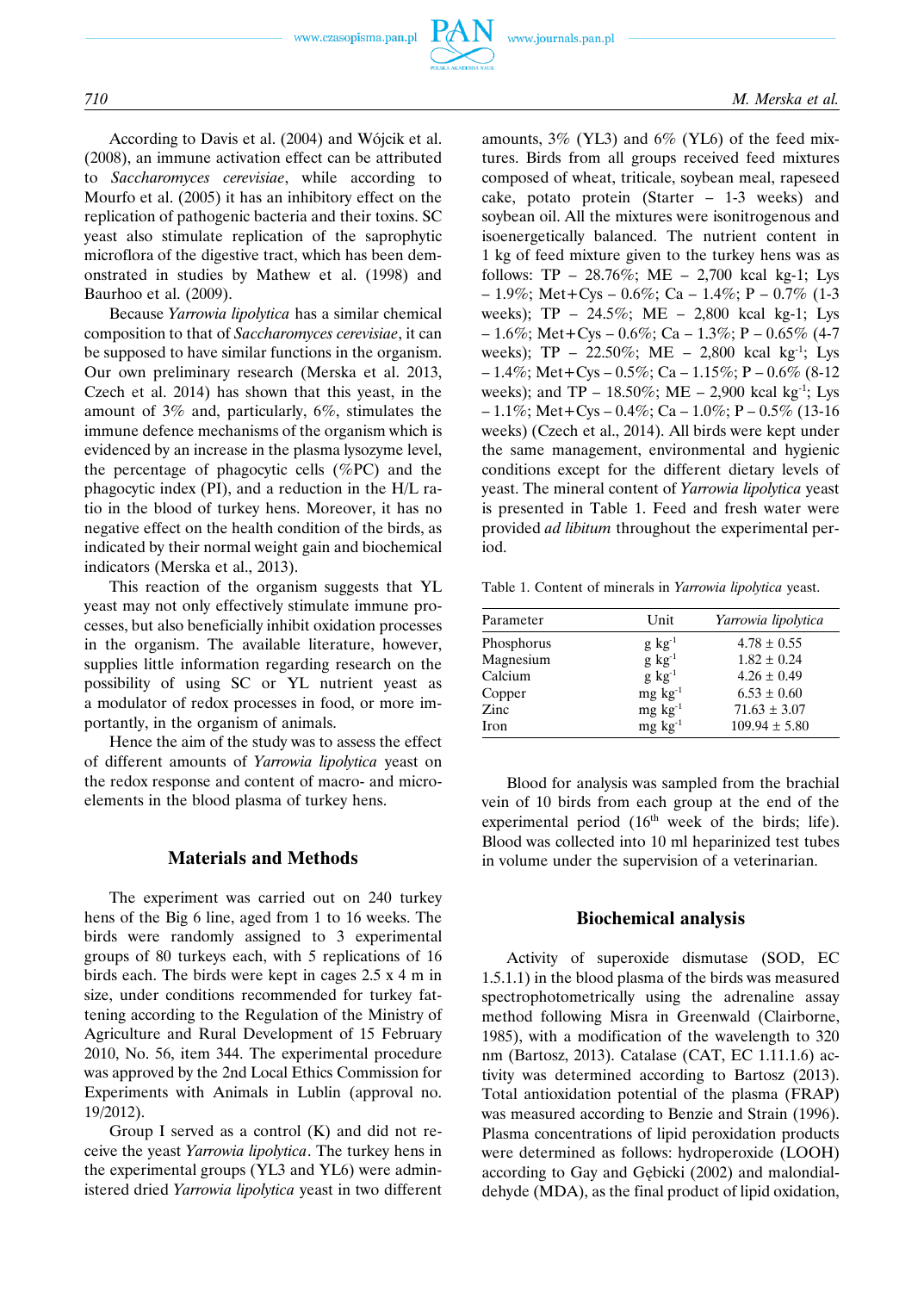According to Davis et al. (2004) and Wójcik et al. (2008), an immune activation effect can be attributed to *Saccharomyces cerevisiae*, while according to Mourfo et al. (2005) it has an inhibitory effect on the replication of pathogenic bacteria and their toxins. SC yeast also stimulate replication of the saprophytic microflora of the digestive tract, which has been demonstrated in studies by Mathew et al. (1998) and Baurhoo et al. (2009).

Because *Yarrowia lipolytica* has a similar chemical composition to that of *Saccharomyces cerevisiae*, it can be supposed to have similar functions in the organism. Our own preliminary research (Merska et al. 2013, Czech et al. 2014) has shown that this yeast, in the amount of 3% and, particularly, 6%, stimulates the immune defence mechanisms of the organism which is evidenced by an increase in the plasma lysozyme level, the percentage of phagocytic cells (%PC) and the phagocytic index (PI), and a reduction in the H/L ratio in the blood of turkey hens. Moreover, it has no negative effect on the health condition of the birds, as indicated by their normal weight gain and biochemical indicators (Merska et al., 2013).

This reaction of the organism suggests that YL yeast may not only effectively stimulate immune processes, but also beneficially inhibit oxidation processes in the organism. The available literature, however, supplies little information regarding research on the possibility of using SC or YL nutrient yeast as a modulator of redox processes in food, or more importantly, in the organism of animals.

Hence the aim of the study was to assess the effect of different amounts of *Yarrowia lipolytica* yeast on the redox response and content of macro- and microelements in the blood plasma of turkey hens.

## Materials and Methods

The experiment was carried out on 240 turkey hens of the Big 6 line, aged from 1 to 16 weeks. The birds were randomly assigned to 3 experimental groups of 80 turkeys each, with 5 replications of 16 birds each. The birds were kept in cages 2.5 x 4 m in size, under conditions recommended for turkey fattening according to the Regulation of the Ministry of Agriculture and Rural Development of 15 February 2010, No. 56, item 344. The experimental procedure was approved by the 2nd Local Ethics Commission for Experiments with Animals in Lublin (approval no. 19/2012).

Group I served as a control (K) and did not receive the yeast *Yarrowia lipolytica*. The turkey hens in the experimental groups (YL3 and YL6) were administered dried *Yarrowia lipolytica* yeast in two different amounts, 3% (YL3) and 6% (YL6) of the feed mixtures. Birds from all groups received feed mixtures composed of wheat, triticale, soybean meal, rapeseed cake, potato protein (Starter – 1-3 weeks) and soybean oil. All the mixtures were isonitrogenous and isoenergetically balanced. The nutrient content in 1 kg of feed mixture given to the turkey hens was as follows: TP – 28.76%; ME – 2,700 kcal kg-1; Lys – 1.9%; Met+Cys – 0.6%; Ca – 1.4%; P – 0.7% (1-3 weeks); TP – 24.5%; ME – 2,800 kcal kg-1; Lys – 1.6%; Met+Cys – 0.6%; Ca – 1.3%; P – 0.65% (4-7 weeks); TP – 22.50%; ME – 2,800 kcal $kg^{-1}$; Lys – 1.4%; Met+Cys – 0.5%; Ca – 1.15%; P – 0.6% (8-12 weeks); and TP – 18.50%; ME – 2,900 kcal $kg^{-1}$; Lys – 1.1%; Met+Cys – 0.4%; Ca – 1.0%; P – 0.5% (13-16 weeks) (Czech et al., 2014). All birds were kept under the same management, environmental and hygienic conditions except for the different dietary levels of yeast. The mineral content of *Yarrowia lipolytica* yeast is presented in Table 1. Feed and fresh water were provided *ad libitum* throughout the experimental period.

Table 1. Content of minerals in *Yarrowia lipolytica* yeast.

| Parameter | Unit | *Yarrowia lipolytica* |
|---|---|---|
| Phosphorus | g $kg^{-1}$ | 4.78 ± 0.55 |
| Magnesium | g $kg^{-1}$ | 1.82 ± 0.24 |
| Calcium | g $kg^{-1}$ | 4.26 ± 0.49 |
| Copper | mg $kg^{-1}$ | 6.53 ± 0.60 |
| Zinc | mg $kg^{-1}$ | 71.63 ± 3.07 |
| Iron | mg $kg^{-1}$ | 109.94 ± 5.80 |

Blood for analysis was sampled from the brachial vein of 10 birds from each group at the end of the experimental period ($16^{th}$ week of the birds; life). Blood was collected into 10 ml heparinized test tubes in volume under the supervision of a veterinarian.

## Biochemical analysis

Activity of superoxide dismutase (SOD, EC 1.5.1.1) in the blood plasma of the birds was measured spectrophotometrically using the adrenaline assay method following Misra in Greenwald (Clairborne, 1985), with a modification of the wavelength to 320 nm (Bartosz, 2013). Catalase (CAT, EC 1.11.1.6) activity was determined according to Bartosz (2013). Total antioxidation potential of the plasma (FRAP) was measured according to Benzie and Strain (1996). Plasma concentrations of lipid peroxidation products were determined as follows: hydroperoxide (LOOH) according to Gay and Gębicki (2002) and malondialdehyde (MDA), as the final product of lipid oxidation,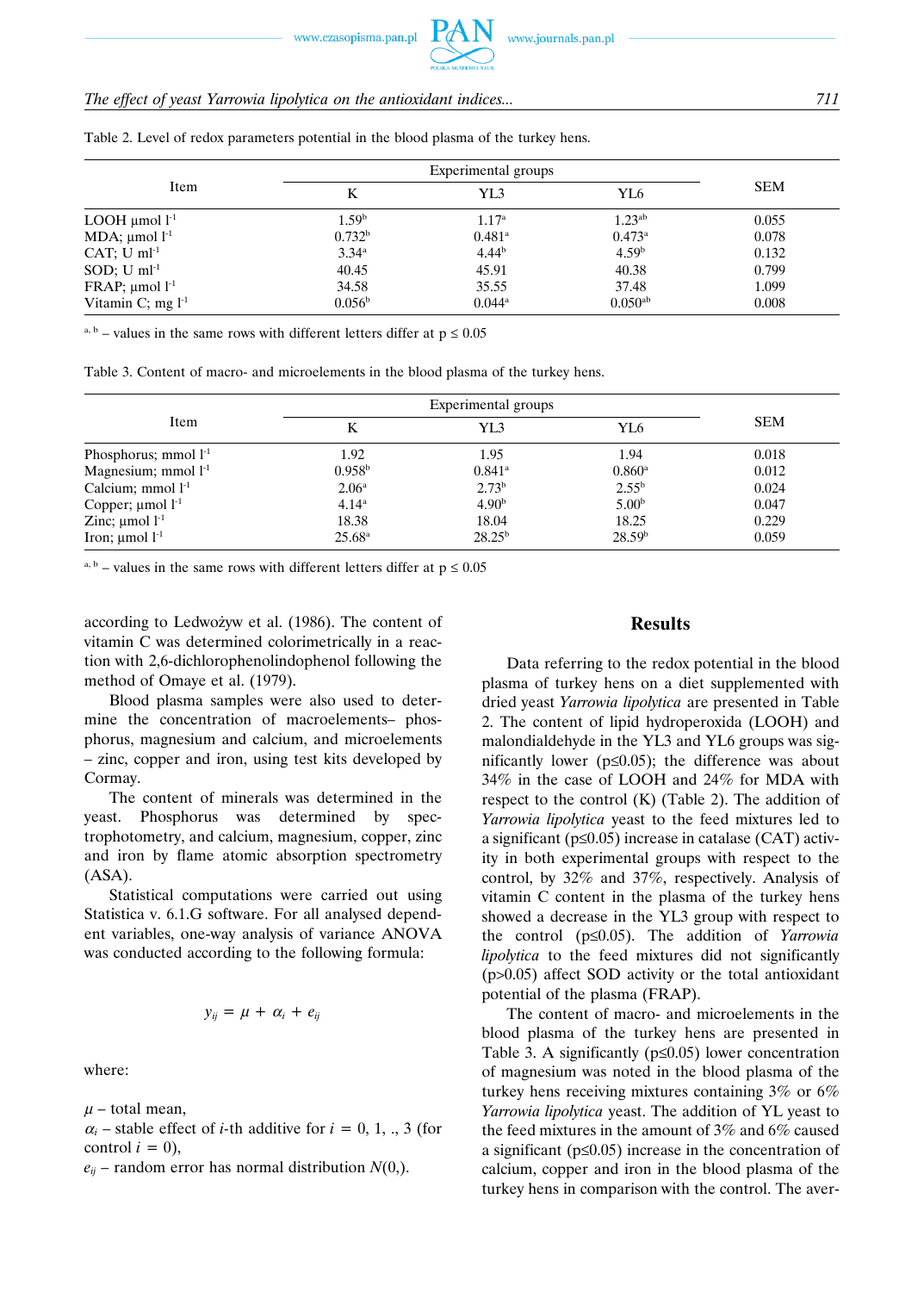Table 2. Level of redox parameters potential in the blood plasma of the turkey hens.

| Item | Experimental groups | | | SEM |
|---|---|---|---|---|
| | K | YL3 | YL6 | |
| LOOH µmol $l^{-1}$ | 1.59[b] | 1.17[a] | 1.23[ab] | 0.055 |
| MDA; µmol $l^{-1}$ | 0.732[b] | 0.481[a] | 0.473[a] | 0.078 |
| CAT; U $ml^{-1}$ | 3.34[a] | 4.44[b] | 4.59[b] | 0.132 |
| SOD; U $ml^{-1}$ | 40.45 | 45.91 | 40.38 | 0.799 |
| FRAP; µmol $l^{-1}$ | 34.58 | 35.55 | 37.48 | 1.099 |
| Vitamin C; mg $l^{-1}$ | 0.056[b] | 0.044[a] | 0.050[ab] | 0.008 |

[a, b] – values in the same rows with different letters differ at $p \leq 0.05$

Table 3. Content of macro- and microelements in the blood plasma of the turkey hens.

| Item | Experimental groups | | | SEM |
|---|---|---|---|---|
| | K | YL3 | YL6 | |
| Phosphorus; mmol $l^{-1}$ | 1.92 | 1.95 | 1.94 | 0.018 |
| Magnesium; mmol $l^{-1}$ | 0.958[b] | 0.841[a] | 0.860[a] | 0.012 |
| Calcium; mmol $l^{-1}$ | 2.06[a] | 2.73[b] | 2.55[b] | 0.024 |
| Copper; µmol $l^{-1}$ | 4.14[a] | 4.90[b] | 5.00[b] | 0.047 |
| Zinc; µmol $l^{-1}$ | 18.38 | 18.04 | 18.25 | 0.229 |
| Iron; µmol $l^{-1}$ | 25.68[a] | 28.25[b] | 28.59[b] | 0.059 |

[a, b] – values in the same rows with different letters differ at $p \leq 0.05$

according to Ledwożyw et al. (1986). The content of vitamin C was determined colorimetrically in a reaction with 2,6-dichlorophenolindophenol following the method of Omaye et al. (1979).

Blood plasma samples were also used to determine the concentration of macroelements– phosphorus, magnesium and calcium, and microelements – zinc, copper and iron, using test kits developed by Cormay.

The content of minerals was determined in the yeast. Phosphorus was determined by spectrophotometry, and calcium, magnesium, copper, zinc and iron by flame atomic absorption spectrometry (ASA).

Statistical computations were carried out using Statistica v. 6.1.G software. For all analysed dependent variables, one-way analysis of variance ANOVA was conducted according to the following formula:

$$y_{ij} = \mu + \alpha_i + e_{ij}$$

where:

$\mu$ – total mean,
$\alpha_i$ – stable effect of $i$-th additive for $i$ = 0, 1, ., 3 (for control $i$ = 0),
$e_{ij}$ – random error has normal distribution $N$(0,).

## Results

Data referring to the redox potential in the blood plasma of turkey hens on a diet supplemented with dried yeast *Yarrowia lipolytica* are presented in Table 2. The content of lipid hydroperoxida (LOOH) and malondialdehyde in the YL3 and YL6 groups was significantly lower ($p \leq 0.05$); the difference was about 34% in the case of LOOH and 24% for MDA with respect to the control (K) (Table 2). The addition of *Yarrowia lipolytica* yeast to the feed mixtures led to a significant ($p \leq 0.05$) increase in catalase (CAT) activity in both experimental groups with respect to the control, by 32% and 37%, respectively. Analysis of vitamin C content in the plasma of the turkey hens showed a decrease in the YL3 group with respect to the control ($p \leq 0.05$). The addition of *Yarrowia lipolytica* to the feed mixtures did not significantly ($p > 0.05$) affect SOD activity or the total antioxidant potential of the plasma (FRAP).

The content of macro- and microelements in the blood plasma of the turkey hens are presented in Table 3. A significantly ($p \leq 0.05$) lower concentration of magnesium was noted in the blood plasma of the turkey hens receiving mixtures containing 3% or 6% *Yarrowia lipolytica* yeast. The addition of YL yeast to the feed mixtures in the amount of 3% and 6% caused a significant ($p \leq 0.05$) increase in the concentration of calcium, copper and iron in the blood plasma of the turkey hens in comparison with the control. The aver-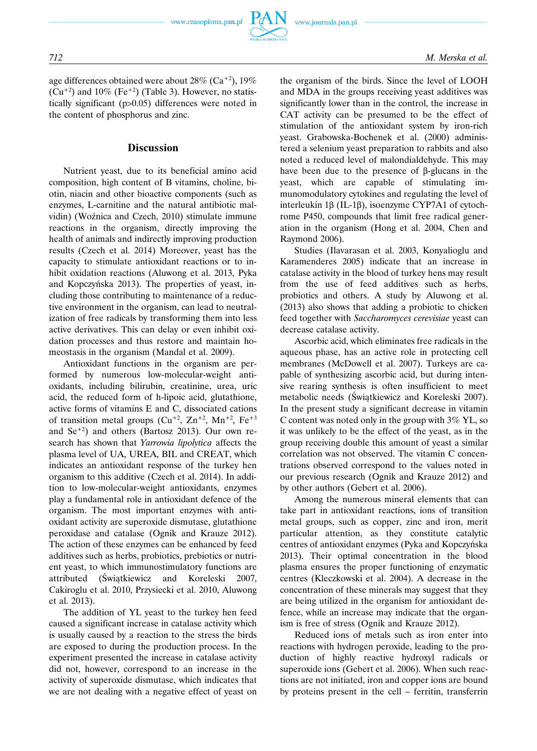age differences obtained were about 28% ($Ca^{+2}$), 19% ($Cu^{+2}$) and 10% ($Fe^{+2}$) (Table 3). However, no statistically significant ($p>0.05$) differences were noted in the content of phosphorus and zinc.

## Discussion

Nutrient yeast, due to its beneficial amino acid composition, high content of B vitamins, choline, biotin, niacin and other bioactive components (such as enzymes, L-carnitine and the natural antibiotic malvidin) (Woźnica and Czech, 2010) stimulate immune reactions in the organism, directly improving the health of animals and indirectly improving production results (Czech et al. 2014) Moreover, yeast has the capacity to stimulate antioxidant reactions or to inhibit oxidation reactions (Aluwong et al. 2013, Pyka and Kopczyńska 2013). The properties of yeast, including those contributing to maintenance of a reductive environment in the organism, can lead to neutralization of free radicals by transforming them into less active derivatives. This can delay or even inhibit oxidation processes and thus restore and maintain homeostasis in the organism (Mandal et al. 2009).

Antioxidant functions in the organism are performed by numerous low-molecular-weight antioxidants, including bilirubin, creatinine, urea, uric acid, the reduced form of h-lipoic acid, glutathione, active forms of vitamins E and C, dissociated cations of transition metal groups ($Cu^{+2}$, $Zn^{+2}$, $Mn^{+2}$, $Fe^{+3}$ and $Se^{+2}$) and others (Bartosz 2013). Our own research has shown that *Yarrowia lipolytica* affects the plasma level of UA, UREA, BIL and CREAT, which indicates an antioxidant response of the turkey hen organism to this additive (Czech et al. 2014). In addition to low-molecular-weight antioxidants, enzymes play a fundamental role in antioxidant defence of the organism. The most important enzymes with antioxidant activity are superoxide dismutase, glutathione peroxidase and catalase (Ognik and Krauze 2012). The action of these enzymes can be enhanced by feed additives such as herbs, probiotics, prebiotics or nutrient yeast, to which immunostimulatory functions are attributed (Świątkiewicz and Koreleski 2007, Cakiroglu et al. 2010, Przysiecki et al. 2010, Aluwong et al. 2013).

The addition of YL yeast to the turkey hen feed caused a significant increase in catalase activity which is usually caused by a reaction to the stress the birds are exposed to during the production process. In the experiment presented the increase in catalase activity did not, however, correspond to an increase in the activity of superoxide dismutase, which indicates that we are not dealing with a negative effect of yeast on the organism of the birds. Since the level of LOOH and MDA in the groups receiving yeast additives was significantly lower than in the control, the increase in CAT activity can be presumed to be the effect of stimulation of the antioxidant system by iron-rich yeast. Grabowska-Bochenek et al. (2000) administered a selenium yeast preparation to rabbits and also noted a reduced level of malondialdehyde. This may have been due to the presence of β-glucans in the yeast, which are capable of stimulating immunomodulatory cytokines and regulating the level of interleukin 1β (IL-1β), isoenzyme CYP7A1 of cytochrome P450, compounds that limit free radical generation in the organism (Hong et al. 2004, Chen and Raymond 2006).

Studies (Ilavarasan et al. 2003, Konyalioglu and Karamenderes 2005) indicate that an increase in catalase activity in the blood of turkey hens may result from the use of feed additives such as herbs, probiotics and others. A study by Aluwong et al. (2013) also shows that adding a probiotic to chicken feed together with *Saccharomyces cerevisiae* yeast can decrease catalase activity.

Ascorbic acid, which eliminates free radicals in the aqueous phase, has an active role in protecting cell membranes (McDowell et al. 2007). Turkeys are capable of synthesizing ascorbic acid, but during intensive rearing synthesis is often insufficient to meet metabolic needs (Świątkiewicz and Koreleski 2007). In the present study a significant decrease in vitamin C content was noted only in the group with 3% YL, so it was unlikely to be the effect of the yeast, as in the group receiving double this amount of yeast a similar correlation was not observed. The vitamin C concentrations observed correspond to the values noted in our previous research (Ognik and Krauze 2012) and by other authors (Gebert et al. 2006).

Among the numerous mineral elements that can take part in antioxidant reactions, ions of transition metal groups, such as copper, zinc and iron, merit particular attention, as they constitute catalytic centres of antioxidant enzymes (Pyka and Kopczyńska 2013). Their optimal concentration in the blood plasma ensures the proper functioning of enzymatic centres (Kleczkowski et al. 2004). A decrease in the concentration of these minerals may suggest that they are being utilized in the organism for antioxidant defence, while an increase may indicate that the organism is free of stress (Ognik and Krauze 2012).

Reduced ions of metals such as iron enter into reactions with hydrogen peroxide, leading to the production of highly reactive hydroxyl radicals or superoxide ions (Gebert et al. 2006). When such reactions are not initiated, iron and copper ions are bound by proteins present in the cell – ferritin, transferrin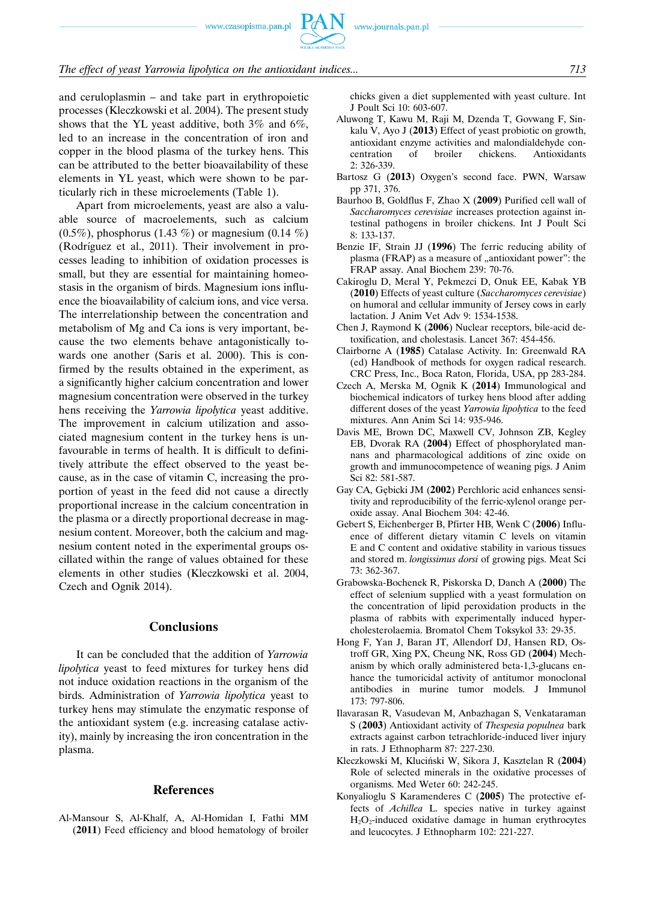and ceruloplasmin – and take part in erythropoietic processes (Kleczkowski et al. 2004). The present study shows that the YL yeast additive, both 3% and 6%, led to an increase in the concentration of iron and copper in the blood plasma of the turkey hens. This can be attributed to the better bioavailability of these elements in YL yeast, which were shown to be particularly rich in these microelements (Table 1).

Apart from microelements, yeast are also a valuable source of macroelements, such as calcium (0.5%), phosphorus (1.43 %) or magnesium (0.14 %) (Rodríguez et al., 2011). Their involvement in processes leading to inhibition of oxidation processes is small, but they are essential for maintaining homeostasis in the organism of birds. Magnesium ions influence the bioavailability of calcium ions, and vice versa. The interrelationship between the concentration and metabolism of Mg and Ca ions is very important, because the two elements behave antagonistically towards one another (Saris et al. 2000). This is confirmed by the results obtained in the experiment, as a significantly higher calcium concentration and lower magnesium concentration were observed in the turkey hens receiving the *Yarrowia lipolytica* yeast additive. The improvement in calcium utilization and associated magnesium content in the turkey hens is unfavourable in terms of health. It is difficult to definitively attribute the effect observed to the yeast because, as in the case of vitamin C, increasing the proportion of yeast in the feed did not cause a directly proportional increase in the calcium concentration in the plasma or a directly proportional decrease in magnesium content. Moreover, both the calcium and magnesium content noted in the experimental groups oscillated within the range of values obtained for these elements in other studies (Kleczkowski et al. 2004, Czech and Ognik 2014).

## Conclusions

It can be concluded that the addition of *Yarrowia lipolytica* yeast to feed mixtures for turkey hens did not induce oxidation reactions in the organism of the birds. Administration of *Yarrowia lipolytica* yeast to turkey hens may stimulate the enzymatic response of the antioxidant system (e.g. increasing catalase activity), mainly by increasing the iron concentration in the plasma.

## References

Al-Mansour S, Al-Khalf, A, Al-Homidan I, Fathi MM (**2011**) Feed efficiency and blood hematology of broiler chicks given a diet supplemented with yeast culture. Int J Poult Sci 10: 603-607.

Aluwong T, Kawu M, Raji M, Dzenda T, Govwang F, Sinkalu V, Ayo J (**2013**) Effect of yeast probiotic on growth, antioxidant enzyme activities and malondialdehyde concentration of broiler chickens. Antioxidants 2: 326-339.

Bartosz G (**2013**) Oxygen's second face. PWN, Warsaw pp 371, 376.

Baurhoo B, Goldflus F, Zhao X (**2009**) Purified cell wall of *Saccharomyces cerevisiae* increases protection against intestinal pathogens in broiler chickens. Int J Poult Sci 8: 133-137.

Benzie IF, Strain JJ (**1996**) The ferric reducing ability of plasma (FRAP) as a measure of „antioxidant power": the FRAP assay. Anal Biochem 239: 70-76.

Cakiroglu D, Meral Y, Pekmezci D, Onuk EE, Kabak YB (**2010**) Effects of yeast culture (*Saccharomyces cerevisiae*) on humoral and cellular immunity of Jersey cows in early lactation. J Anim Vet Adv 9: 1534-1538.

Chen J, Raymond K (**2006**) Nuclear receptors, bile-acid detoxification, and cholestasis. Lancet 367: 454-456.

Clairborne A (**1985**) Catalase Activity. In: Greenwald RA (ed) Handbook of methods for oxygen radical research. CRC Press, Inc., Boca Raton, Florida, USA, pp 283-284.

Czech A, Merska M, Ognik K (**2014**) Immunological and biochemical indicators of turkey hens blood after adding different doses of the yeast *Yarrowia lipolytica* to the feed mixtures. Ann Anim Sci 14: 935-946.

Davis ME, Brown DC, Maxwell CV, Johnson ZB, Kegley EB, Dvorak RA (**2004**) Effect of phosphorylated mannans and pharmacological additions of zinc oxide on growth and immunocompetence of weaning pigs. J Anim Sci 82: 581-587.

Gay CA, Gębicki JM (**2002**) Perchloric acid enhances sensitivity and reproducibility of the ferric-xylenol orange peroxide assay. Anal Biochem 304: 42-46.

Gebert S, Eichenberger B, Pfirter HB, Wenk C (**2006**) Influence of different dietary vitamin C levels on vitamin E and C content and oxidative stability in various tissues and stored m. *longissimus dorsi* of growing pigs. Meat Sci 73: 362-367.

Grabowska-Bochenek R, Piskorska D, Danch A (**2000**) The effect of selenium supplied with a yeast formulation on the concentration of lipid peroxidation products in the plasma of rabbits with experimentally induced hypercholesterolaemia. Bromatol Chem Toksykol 33: 29-35.

Hong F, Yan J, Baran JT, Allendorf DJ, Hansen RD, Ostroff GR, Xing PX, Cheung NK, Ross GD (**2004**) Mechanism by which orally administered beta-1,3-glucans enhance the tumoricidal activity of antitumor monoclonal antibodies in murine tumor models. J Immunol 173: 797-806.

Ilavarasan R, Vasudevan M, Anbazhagan S, Venkataraman S (**2003**) Antioxidant activity of *Thespesia populnea* bark extracts against carbon tetrachloride-induced liver injury in rats. J Ethnopharm 87: 227-230.

Kleczkowski M, Kluciński W, Sikora J, Kasztelan R (**2004**) Role of selected minerals in the oxidative processes of organisms. Med Weter 60: 242-245.

Konyalioglu S Karamenderes C (**2005**) The protective effects of *Achillea* L. species native in turkey against $H_2O_2$-induced oxidative damage in human erythrocytes and leucocytes. J Ethnopharm 102: 221-227.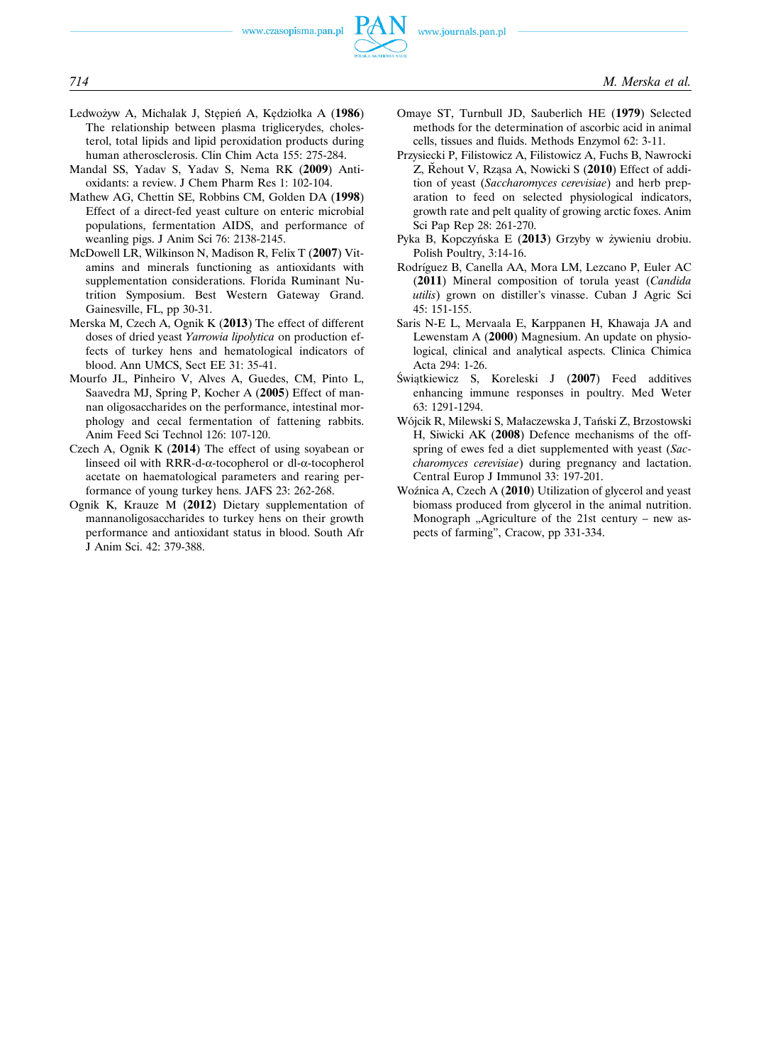Ledwożyw A, Michalak J, Stępień A, Kędziołka A (**1986**) The relationship between plasma triglicerydes, cholesterol, total lipids and lipid peroxidation products during human atherosclerosis. Clin Chim Acta 155: 275-284.

Mandal SS, Yadav S, Yadav S, Nema RK (**2009**) Antioxidants: a review. J Chem Pharm Res 1: 102-104.

Mathew AG, Chettin SE, Robbins CM, Golden DA (**1998**) Effect of a direct-fed yeast culture on enteric microbial populations, fermentation AIDS, and performance of weanling pigs. J Anim Sci 76: 2138-2145.

McDowell LR, Wilkinson N, Madison R, Felix T (**2007**) Vitamins and minerals functioning as antioxidants with supplementation considerations. Florida Ruminant Nutrition Symposium. Best Western Gateway Grand. Gainesville, FL, pp 30-31.

Merska M, Czech A, Ognik K (**2013**) The effect of different doses of dried yeast *Yarrowia lipolytica* on production effects of turkey hens and hematological indicators of blood. Ann UMCS, Sect EE 31: 35-41.

Mourfo JL, Pinheiro V, Alves A, Guedes, CM, Pinto L, Saavedra MJ, Spring P, Kocher A (**2005**) Effect of mannan oligosaccharides on the performance, intestinal morphology and cecal fermentation of fattening rabbits. Anim Feed Sci Technol 126: 107-120.

Czech A, Ognik K (**2014**) The effect of using soyabean or linseed oil with RRR-d-α-tocopherol or dl-α-tocopherol acetate on haematological parameters and rearing performance of young turkey hens. JAFS 23: 262-268.

Ognik K, Krauze M (**2012**) Dietary supplementation of mannanoligosaccharides to turkey hens on their growth performance and antioxidant status in blood. South Afr J Anim Sci. 42: 379-388.

Omaye ST, Turnbull JD, Sauberlich HE (**1979**) Selected methods for the determination of ascorbic acid in animal cells, tissues and fluids. Methods Enzymol 62: 3-11.

Przysiecki P, Filistowicz A, Filistowicz A, Fuchs B, Nawrocki Z, Řehout V, Rząsa A, Nowicki S (**2010**) Effect of addition of yeast (*Saccharomyces cerevisiae*) and herb preparation to feed on selected physiological indicators, growth rate and pelt quality of growing arctic foxes. Anim Sci Pap Rep 28: 261-270.

Pyka B, Kopczyńska E (**2013**) Grzyby w żywieniu drobiu. Polish Poultry, 3:14-16.

Rodríguez B, Canella AA, Mora LM, Lezcano P, Euler AC (**2011**) Mineral composition of torula yeast (*Candida utilis*) grown on distiller's vinasse. Cuban J Agric Sci 45: 151-155.

Saris N-E L, Mervaala E, Karppanen H, Khawaja JA and Lewenstam A (**2000**) Magnesium. An update on physiological, clinical and analytical aspects. Clinica Chimica Acta 294: 1-26.

Świątkiewicz S, Koreleski J (**2007**) Feed additives enhancing immune responses in poultry. Med Weter 63: 1291-1294.

Wójcik R, Milewski S, Małaczewska J, Tański Z, Brzostowski H, Siwicki AK (**2008**) Defence mechanisms of the offspring of ewes fed a diet supplemented with yeast (*Saccharomyces cerevisiae*) during pregnancy and lactation. Central Europ J Immunol 33: 197-201.

Woźnica A, Czech A (**2010**) Utilization of glycerol and yeast biomass produced from glycerol in the animal nutrition. Monograph „Agriculture of the 21st century – new aspects of farming", Cracow, pp 331-334.